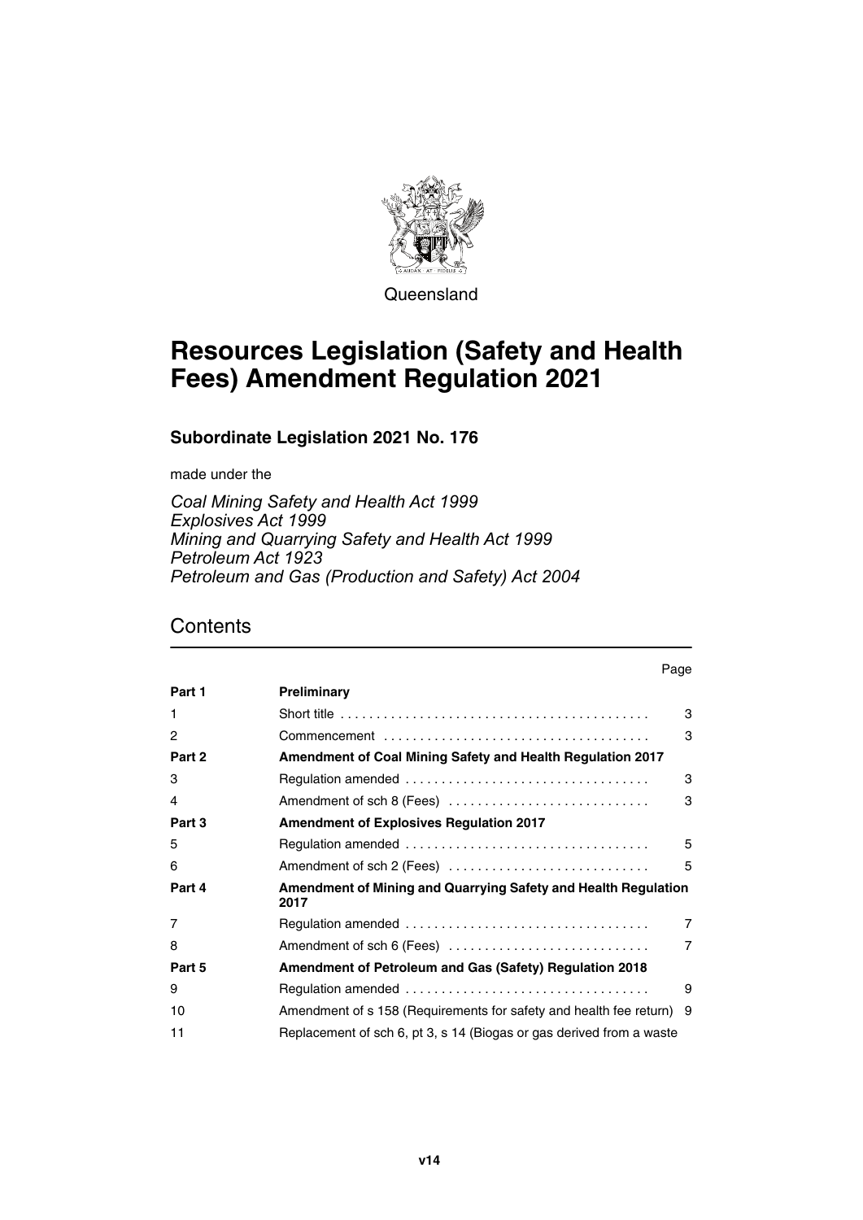Queensland

# Resources Legislation (Safety and Health Fees) Amendment Regulation 2021

### Subordinate Legislation 2021 No. 176

made under the

*Coal Mining Safety and Health Act 1999*
*Explosives Act 1999*
*Mining and Quarrying Safety and Health Act 1999*
*Petroleum Act 1923*
*Petroleum and Gas (Production and Safety) Act 2004*

## Contents

| | | Page |
|---|---|---|
| **Part 1** | **Preliminary** | |
| 1 | Short title | 3 |
| 2 | Commencement | 3 |
| **Part 2** | **Amendment of Coal Mining Safety and Health Regulation 2017** | |
| 3 | Regulation amended | 3 |
| 4 | Amendment of sch 8 (Fees) | 3 |
| **Part 3** | **Amendment of Explosives Regulation 2017** | |
| 5 | Regulation amended | 5 |
| 6 | Amendment of sch 2 (Fees) | 5 |
| **Part 4** | **Amendment of Mining and Quarrying Safety and Health Regulation 2017** | |
| 7 | Regulation amended | 7 |
| 8 | Amendment of sch 6 (Fees) | 7 |
| **Part 5** | **Amendment of Petroleum and Gas (Safety) Regulation 2018** | |
| 9 | Regulation amended | 9 |
| 10 | Amendment of s 158 (Requirements for safety and health fee return) | 9 |
| 11 | Replacement of sch 6, pt 3, s 14 (Biogas or gas derived from a waste | |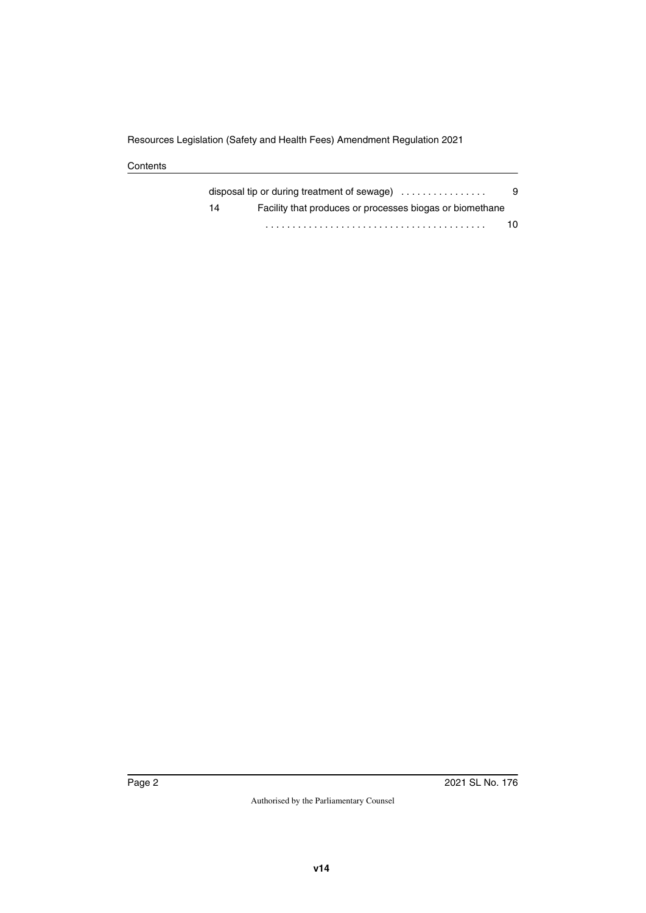disposal tip or during treatment of sewage) . . . . . . . . . . . . . . . . 9

14 Facility that produces or processes biogas or biomethane . . . . . . . . . . . . . . . . . . . . . . . . . . . . . . . . . . . . . . . . . 10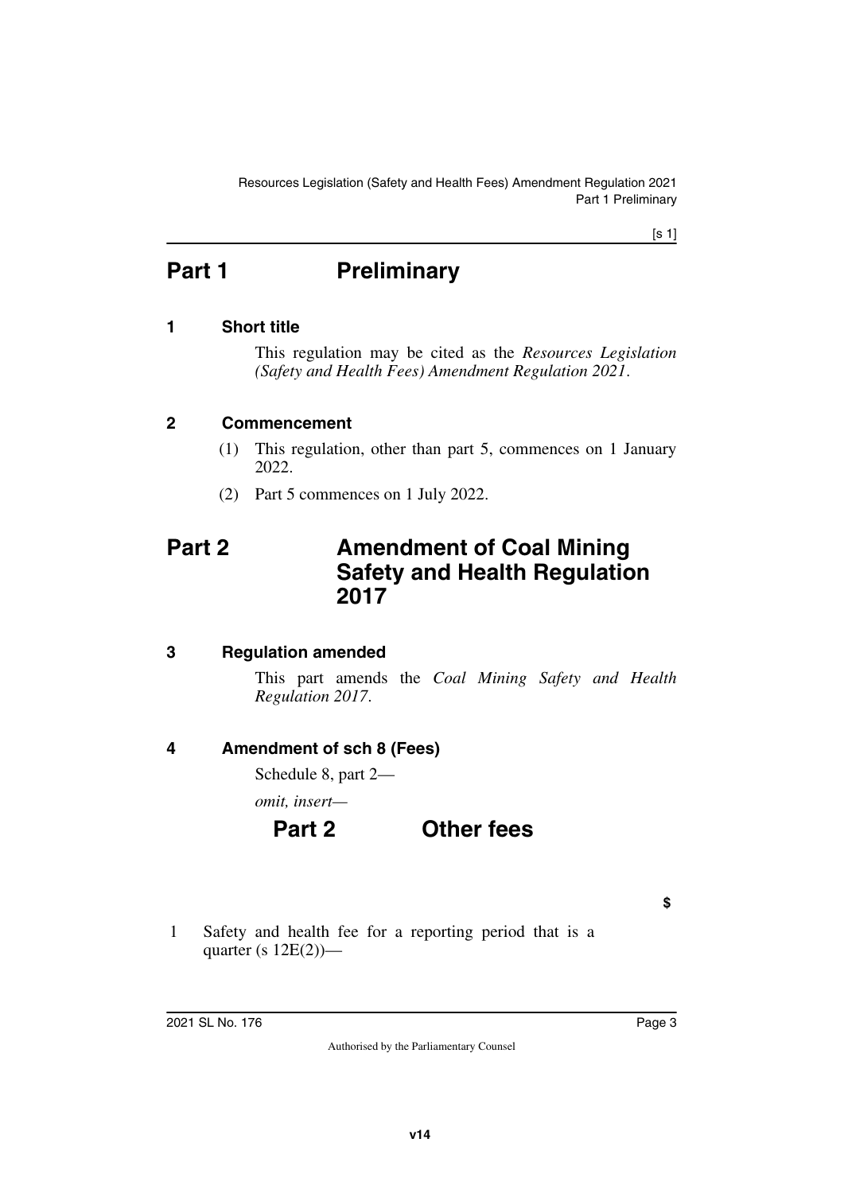# Part 1 Preliminary

### 1 Short title

This regulation may be cited as the *Resources Legislation (Safety and Health Fees) Amendment Regulation 2021*.

### 2 Commencement

(1) This regulation, other than part 5, commences on 1 January 2022.

(2) Part 5 commences on 1 July 2022.

# Part 2 Amendment of Coal Mining Safety and Health Regulation 2017

### 3 Regulation amended

This part amends the *Coal Mining Safety and Health Regulation 2017*.

### 4 Amendment of sch 8 (Fees)

Schedule 8, part 2—

*omit, insert—*

## Part 2 Other fees

| | | **$** |
|---|---|---|
| 1 | Safety and health fee for a reporting period that is a quarter (s 12E(2))— | |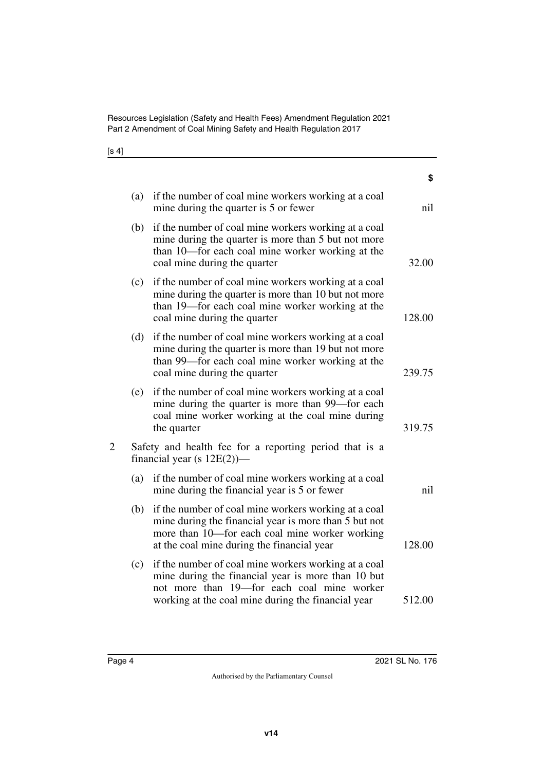| | | $ |
|---|---|---|
| | (a) if the number of coal mine workers working at a coal mine during the quarter is 5 or fewer | nil |
| | (b) if the number of coal mine workers working at a coal mine during the quarter is more than 5 but not more than 10—for each coal mine worker working at the coal mine during the quarter | 32.00 |
| | (c) if the number of coal mine workers working at a coal mine during the quarter is more than 10 but not more than 19—for each coal mine worker working at the coal mine during the quarter | 128.00 |
| | (d) if the number of coal mine workers working at a coal mine during the quarter is more than 19 but not more than 99—for each coal mine worker working at the coal mine during the quarter | 239.75 |
| | (e) if the number of coal mine workers working at a coal mine during the quarter is more than 99—for each coal mine worker working at the coal mine during the quarter | 319.75 |
| 2 | Safety and health fee for a reporting period that is a financial year (s 12E(2))— | |
| | (a) if the number of coal mine workers working at a coal mine during the financial year is 5 or fewer | nil |
| | (b) if the number of coal mine workers working at a coal mine during the financial year is more than 5 but not more than 10—for each coal mine worker working at the coal mine during the financial year | 128.00 |
| | (c) if the number of coal mine workers working at a coal mine during the financial year is more than 10 but not more than 19—for each coal mine worker working at the coal mine during the financial year | 512.00 |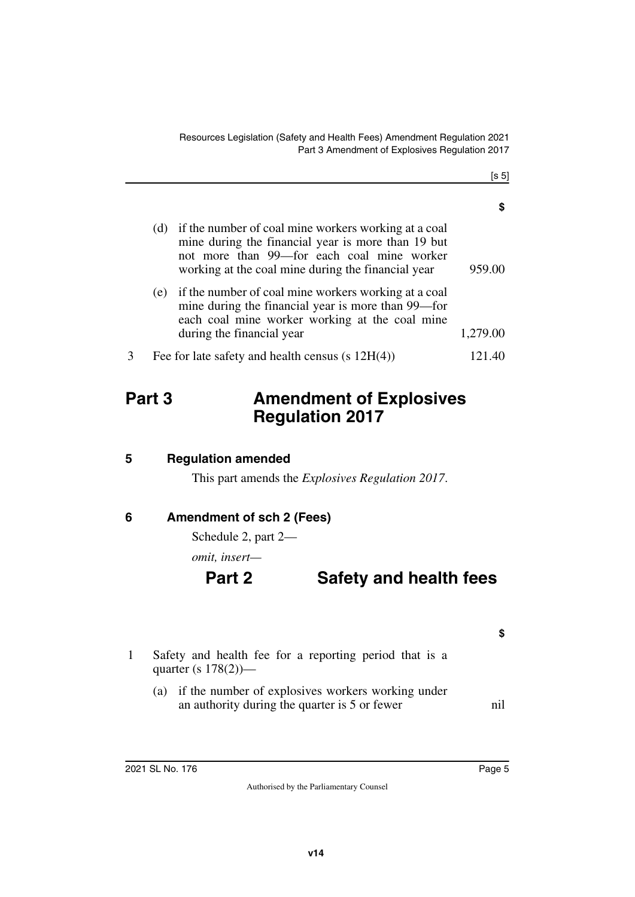| | $ |
|---|---|
| (d) if the number of coal mine workers working at a coal mine during the financial year is more than 19 but not more than 99—for each coal mine worker working at the coal mine during the financial year | 959.00 |
| (e) if the number of coal mine workers working at a coal mine during the financial year is more than 99—for each coal mine worker working at the coal mine during the financial year | 1,279.00 |
| 3 Fee for late safety and health census (s 12H(4)) | 121.40 |

# Part 3 Amendment of Explosives Regulation 2017

## 5 Regulation amended

This part amends the *Explosives Regulation 2017*.

## 6 Amendment of sch 2 (Fees)

Schedule 2, part 2—

*omit, insert—*

## Part 2 Safety and health fees

| | $ |
|---|---|
| 1 Safety and health fee for a reporting period that is a quarter (s 178(2))— | |
| (a) if the number of explosives workers working under an authority during the quarter is 5 or fewer | nil |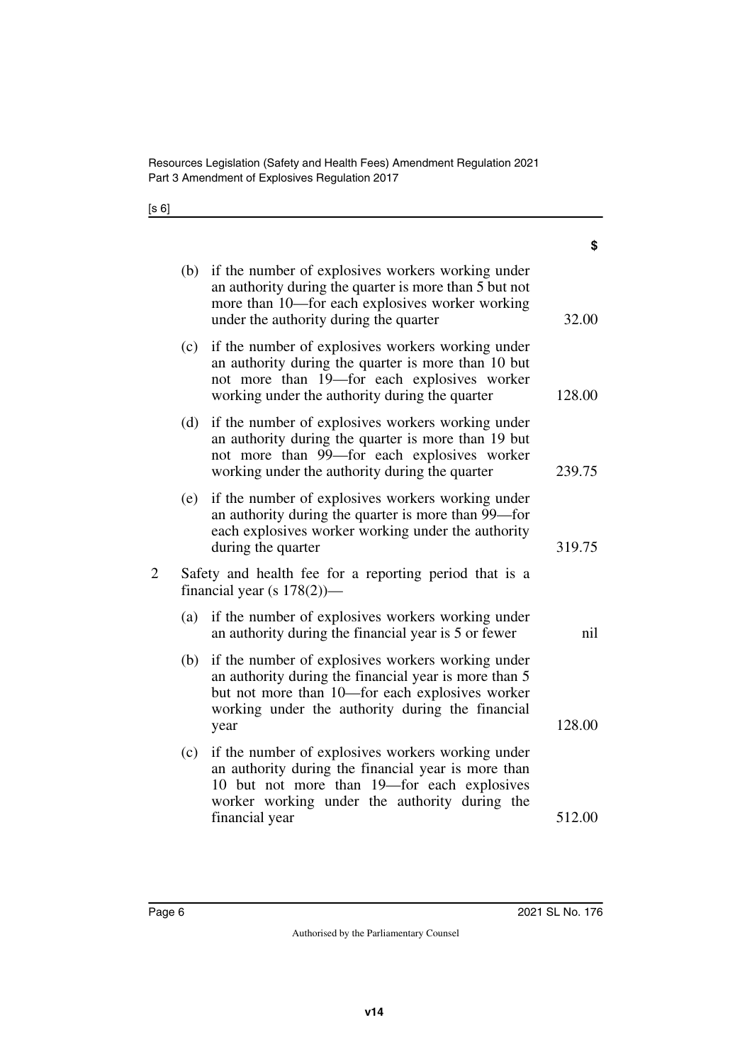| | | | $ |
|---|---|---|---|
| | (b) | if the number of explosives workers working under an authority during the quarter is more than 5 but not more than 10—for each explosives worker working under the authority during the quarter | 32.00 |
| | (c) | if the number of explosives workers working under an authority during the quarter is more than 10 but not more than 19—for each explosives worker working under the authority during the quarter | 128.00 |
| | (d) | if the number of explosives workers working under an authority during the quarter is more than 19 but not more than 99—for each explosives worker working under the authority during the quarter | 239.75 |
| | (e) | if the number of explosives workers working under an authority during the quarter is more than 99—for each explosives worker working under the authority during the quarter | 319.75 |
| 2 | | Safety and health fee for a reporting period that is a financial year (s 178(2))— | |
| | (a) | if the number of explosives workers working under an authority during the financial year is 5 or fewer | nil |
| | (b) | if the number of explosives workers working under an authority during the financial year is more than 5 but not more than 10—for each explosives worker working under the authority during the financial year | 128.00 |
| | (c) | if the number of explosives workers working under an authority during the financial year is more than 10 but not more than 19—for each explosives worker working under the authority during the financial year | 512.00 |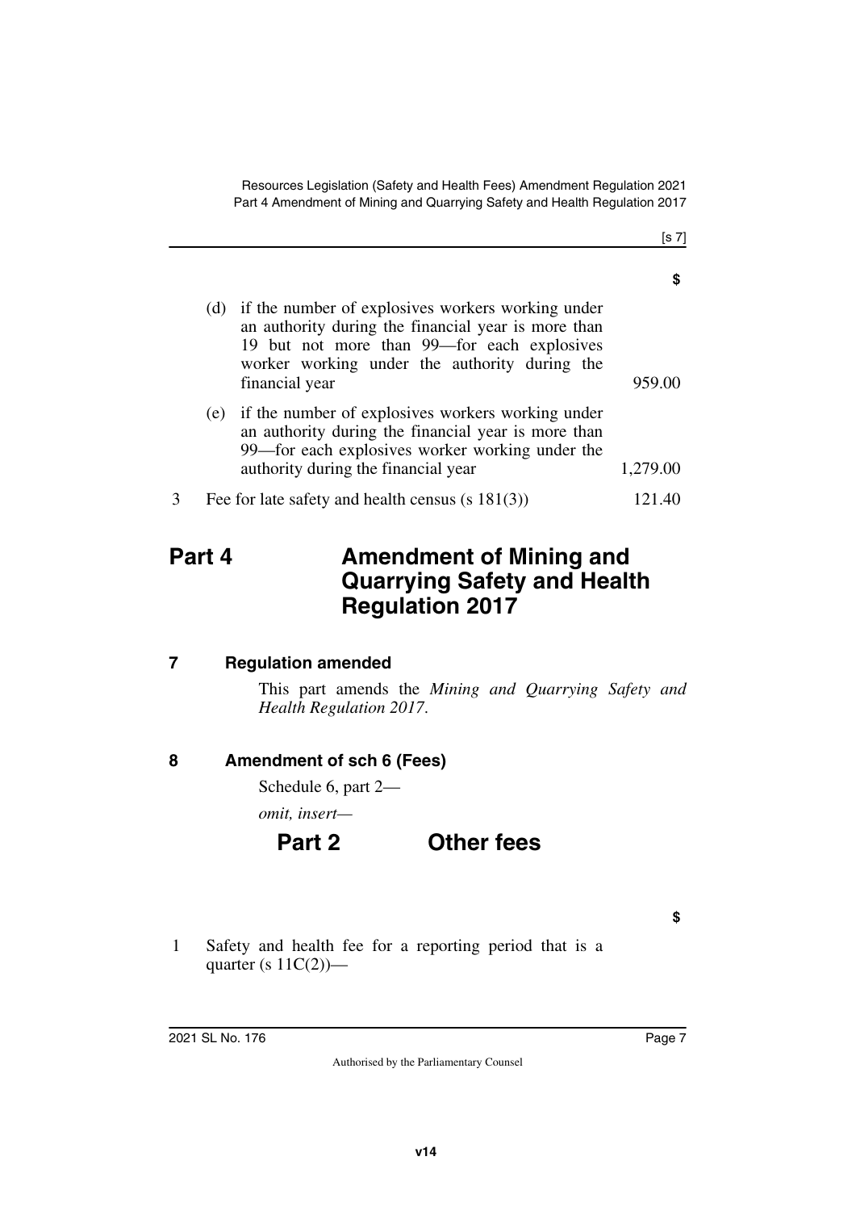| | $ |
|---|---|
| (d) if the number of explosives workers working under an authority during the financial year is more than 19 but not more than 99—for each explosives worker working under the authority during the financial year | 959.00 |
| (e) if the number of explosives workers working under an authority during the financial year is more than 99—for each explosives worker working under the authority during the financial year | 1,279.00 |
| 3 Fee for late safety and health census (s 181(3)) | 121.40 |

# Part 4 Amendment of Mining and Quarrying Safety and Health Regulation 2017

## 7 Regulation amended

This part amends the *Mining and Quarrying Safety and Health Regulation 2017*.

## 8 Amendment of sch 6 (Fees)

Schedule 6, part 2—

*omit, insert—*

### Part 2 Other fees

| | $ |
|---|---|
| 1 Safety and health fee for a reporting period that is a quarter (s 11C(2))— | |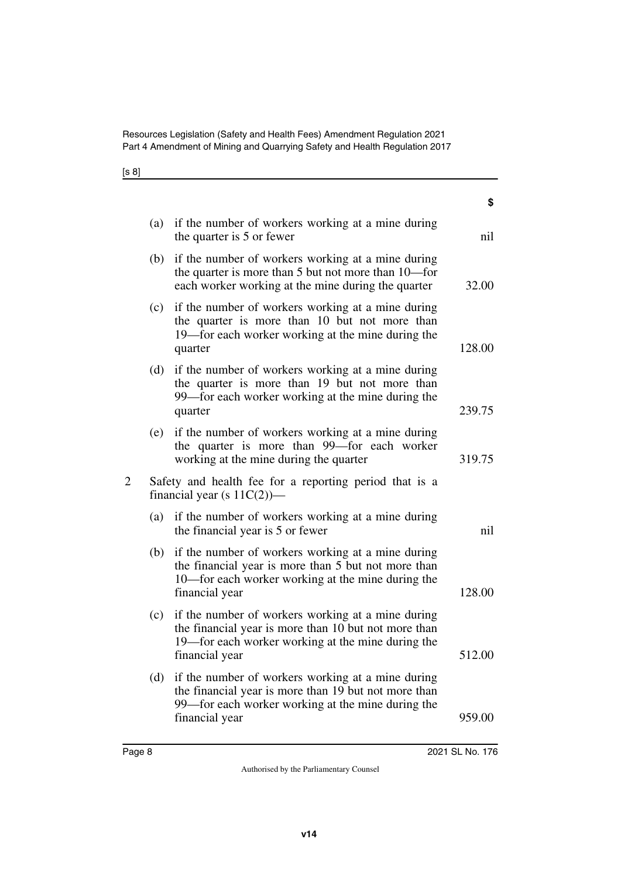| | | $ |
|---|---|---|
| | (a) if the number of workers working at a mine during the quarter is 5 or fewer | nil |
| | (b) if the number of workers working at a mine during the quarter is more than 5 but not more than 10—for each worker working at the mine during the quarter | 32.00 |
| | (c) if the number of workers working at a mine during the quarter is more than 10 but not more than 19—for each worker working at the mine during the quarter | 128.00 |
| | (d) if the number of workers working at a mine during the quarter is more than 19 but not more than 99—for each worker working at the mine during the quarter | 239.75 |
| | (e) if the number of workers working at a mine during the quarter is more than 99—for each worker working at the mine during the quarter | 319.75 |
| 2 | Safety and health fee for a reporting period that is a financial year (s 11C(2))— | |
| | (a) if the number of workers working at a mine during the financial year is 5 or fewer | nil |
| | (b) if the number of workers working at a mine during the financial year is more than 5 but not more than 10—for each worker working at the mine during the financial year | 128.00 |
| | (c) if the number of workers working at a mine during the financial year is more than 10 but not more than 19—for each worker working at the mine during the financial year | 512.00 |
| | (d) if the number of workers working at a mine during the financial year is more than 19 but not more than 99—for each worker working at the mine during the financial year | 959.00 |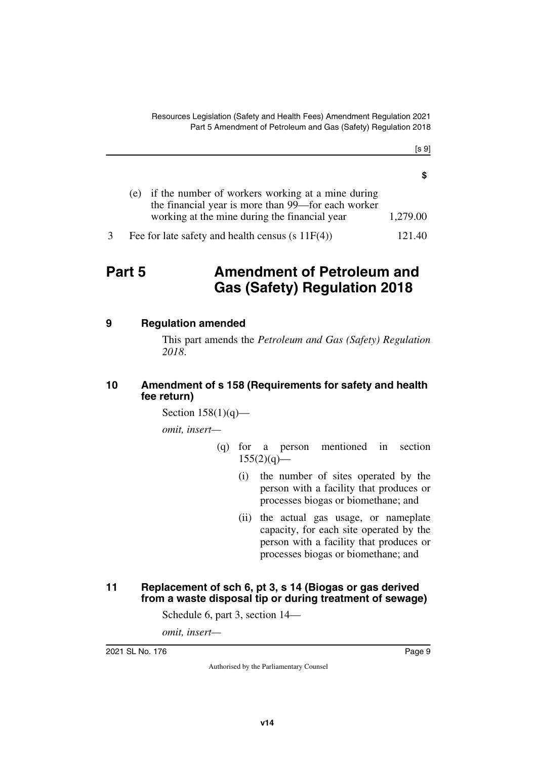| | $ |
|---|---|
| (e) if the number of workers working at a mine during the financial year is more than 99—for each worker working at the mine during the financial year | 1,279.00 |
| 3 Fee for late safety and health census (s 11F(4)) | 121.40 |

# Part 5 Amendment of Petroleum and Gas (Safety) Regulation 2018

## 9 Regulation amended

This part amends the *Petroleum and Gas (Safety) Regulation 2018*.

## 10 Amendment of s 158 (Requirements for safety and health fee return)

Section 158(1)(q)—

*omit, insert—*

(q) for a person mentioned in section 155(2)(q)—

(i) the number of sites operated by the person with a facility that produces or processes biogas or biomethane; and

(ii) the actual gas usage, or nameplate capacity, for each site operated by the person with a facility that produces or processes biogas or biomethane; and

## 11 Replacement of sch 6, pt 3, s 14 (Biogas or gas derived from a waste disposal tip or during treatment of sewage)

Schedule 6, part 3, section 14—

*omit, insert—*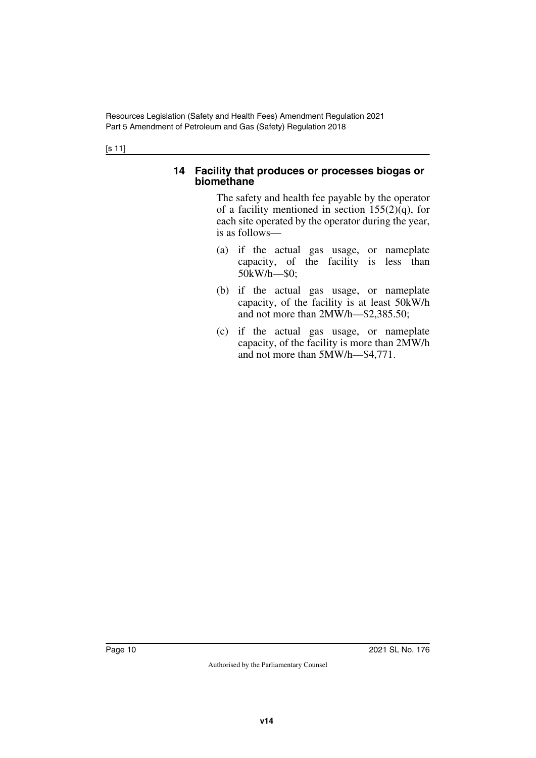#### 14 Facility that produces or processes biogas or biomethane

The safety and health fee payable by the operator of a facility mentioned in section 155(2)(q), for each site operated by the operator during the year, is as follows—

(a) if the actual gas usage, or nameplate capacity, of the facility is less than 50kW/h—$0;

(b) if the actual gas usage, or nameplate capacity, of the facility is at least 50kW/h and not more than 2MW/h—$2,385.50;

(c) if the actual gas usage, or nameplate capacity, of the facility is more than 2MW/h and not more than 5MW/h—$4,771.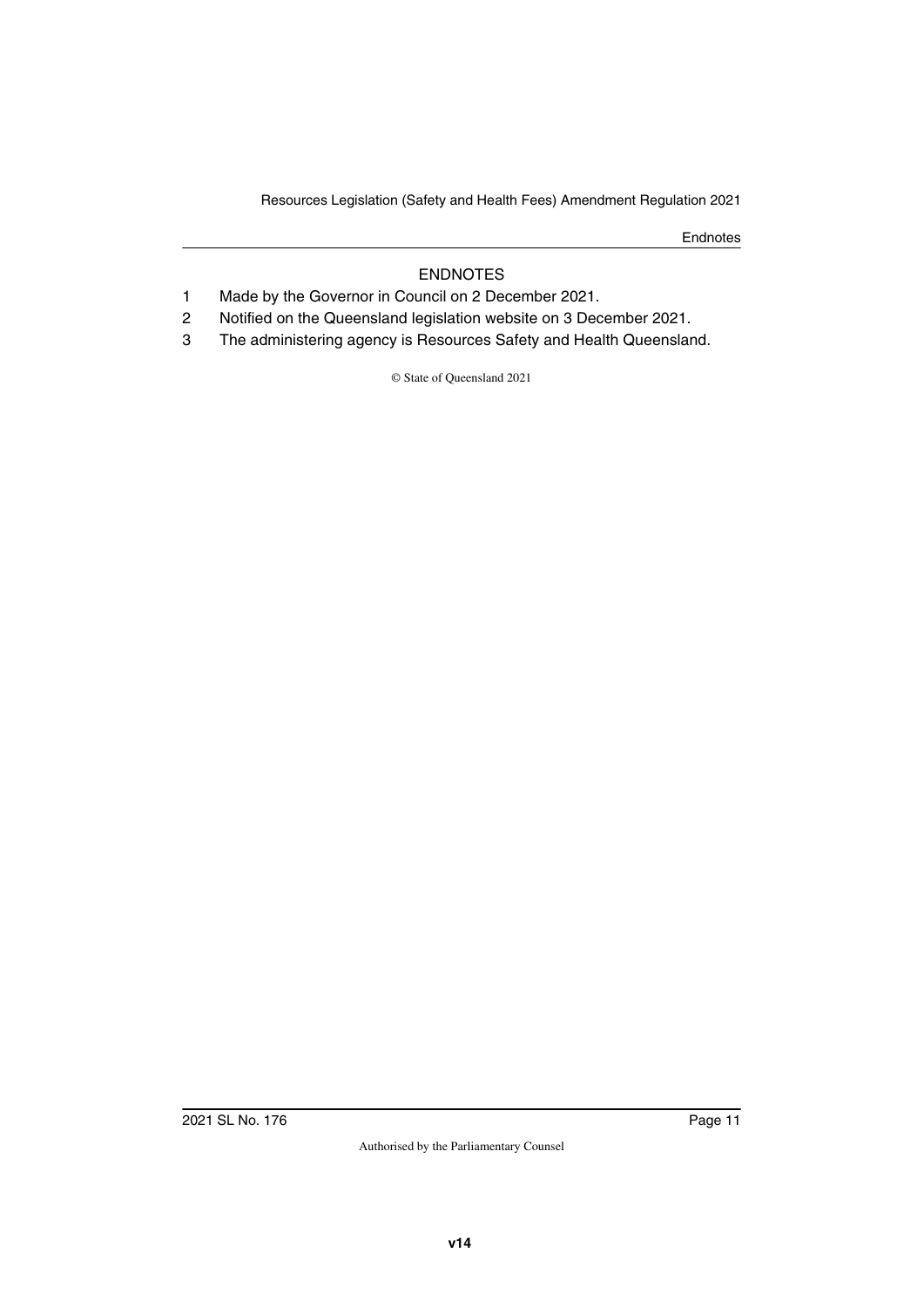## ENDNOTES

1 Made by the Governor in Council on 2 December 2021.

2 Notified on the Queensland legislation website on 3 December 2021.

3 The administering agency is Resources Safety and Health Queensland.

© State of Queensland 2021